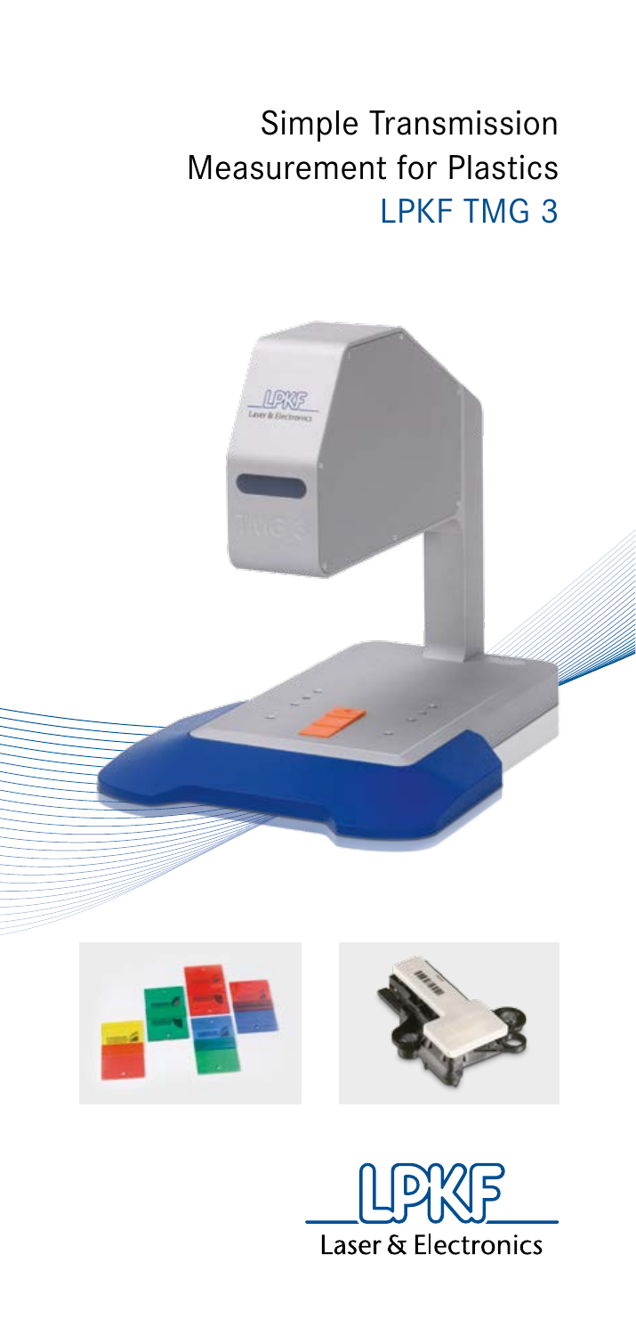# Simple Transmission Measurement for Plastics

## LPKF TMG 3

LPKF Laser & Electronics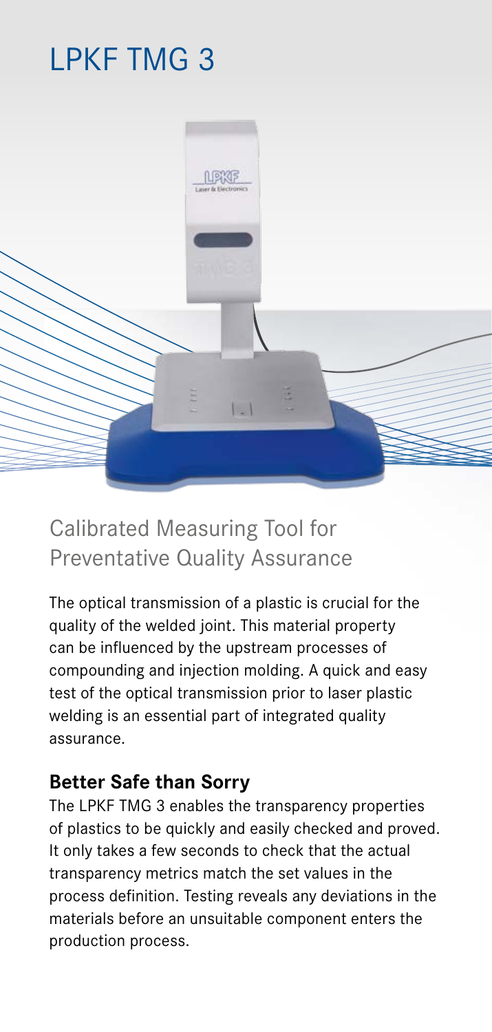# LPKF TMG 3

## Calibrated Measuring Tool for Preventative Quality Assurance

The optical transmission of a plastic is crucial for the quality of the welded joint. This material property can be influenced by the upstream processes of compounding and injection molding. A quick and easy test of the optical transmission prior to laser plastic welding is an essential part of integrated quality assurance.

### Better Safe than Sorry

The LPKF TMG 3 enables the transparency properties of plastics to be quickly and easily checked and proved. It only takes a few seconds to check that the actual transparency metrics match the set values in the process definition. Testing reveals any deviations in the materials before an unsuitable component enters the production process.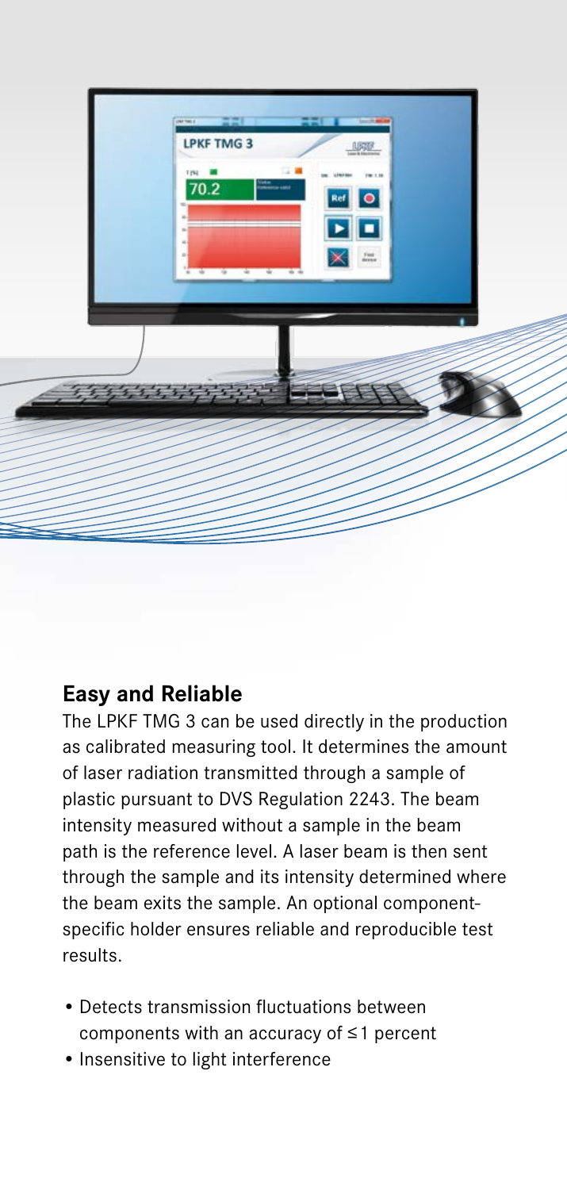## Easy and Reliable

The LPKF TMG 3 can be used directly in the production as calibrated measuring tool. It determines the amount of laser radiation transmitted through a sample of plastic pursuant to DVS Regulation 2243. The beam intensity measured without a sample in the beam path is the reference level. A laser beam is then sent through the sample and its intensity determined where the beam exits the sample. An optional component-specific holder ensures reliable and reproducible test results.

- Detects transmission fluctuations between components with an accuracy of ≤ 1 percent
- Insensitive to light interference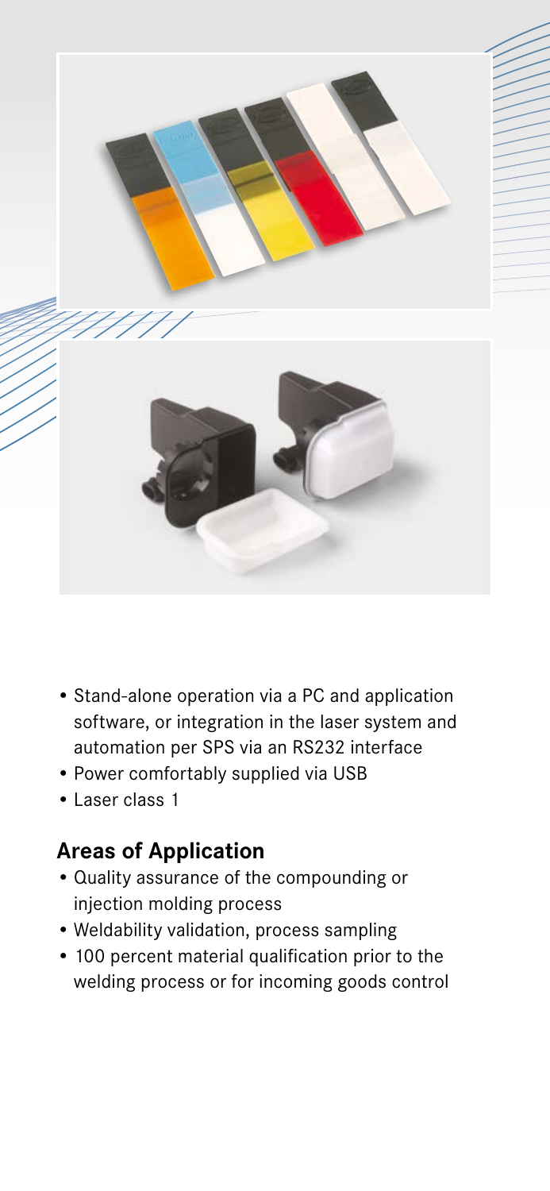- Stand-alone operation via a PC and application software, or integration in the laser system and automation per SPS via an RS232 interface
- Power comfortably supplied via USB
- Laser class 1

## Areas of Application

- Quality assurance of the compounding or injection molding process
- Weldability validation, process sampling
- 100 percent material qualification prior to the welding process or for incoming goods control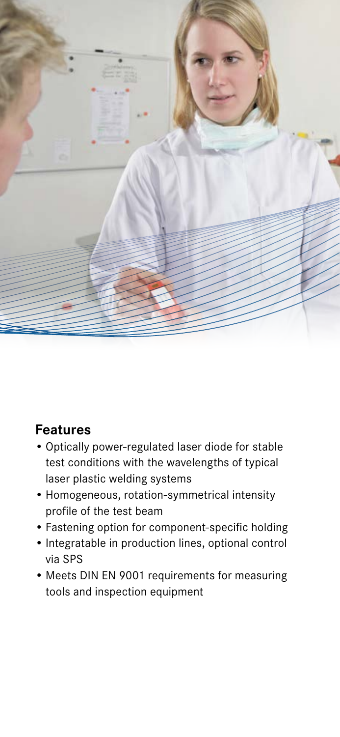## Features

- Optically power-regulated laser diode for stable test conditions with the wavelengths of typical laser plastic welding systems
- Homogeneous, rotation-symmetrical intensity profile of the test beam
- Fastening option for component-specific holding
- Integratable in production lines, optional control via SPS
- Meets DIN EN 9001 requirements for measuring tools and inspection equipment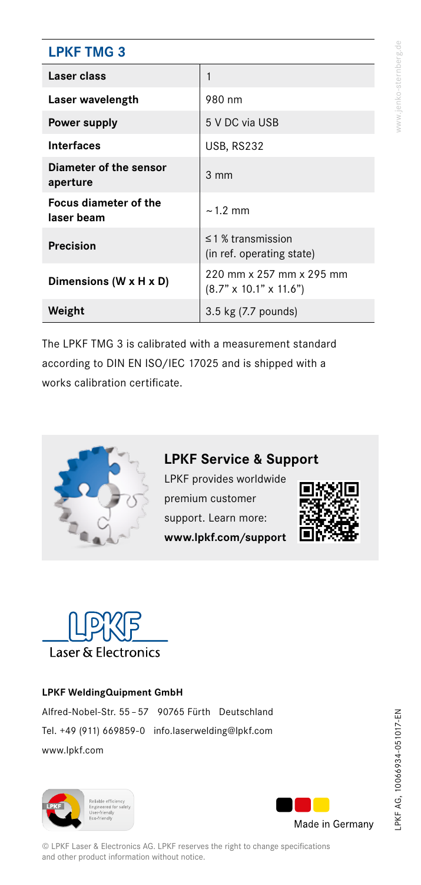## LPKF TMG 3

| | |
|---|---|
| **Laser class** | 1 |
| **Laser wavelength** | 980 nm |
| **Power supply** | 5 V DC via USB |
| **Interfaces** | USB, RS232 |
| **Diameter of the sensor aperture** | 3 mm |
| **Focus diameter of the laser beam** | ~ 1.2 mm |
| **Precision** | ≤ 1 % transmission (in ref. operating state) |
| **Dimensions (W x H x D)** | 220 mm x 257 mm x 295 mm (8.7" x 10.1" x 11.6") |
| **Weight** | 3.5 kg (7.7 pounds) |

The LPKF TMG 3 is calibrated with a measurement standard according to DIN EN ISO/IEC 17025 and is shipped with a works calibration certificate.

## LPKF Service & Support

LPKF provides worldwide premium customer support. Learn more: **www.lpkf.com/support**

LPKF Laser & Electronics

**LPKF WeldingQuipment GmbH**

Alfred-Nobel-Str. 55 – 57 90765 Fürth Deutschland

Tel. +49 (911) 669859-0 info.laserwelding@lpkf.com

www.lpkf.com

Reliable efficiency
Engineered for safety
User-friendly
Eco-friendly

Made in Germany

LPKF AG, 10066934-051017-EN

www.jenko-sternberg.de

© LPKF Laser & Electronics AG. LPKF reserves the right to change specifications and other product information without notice.